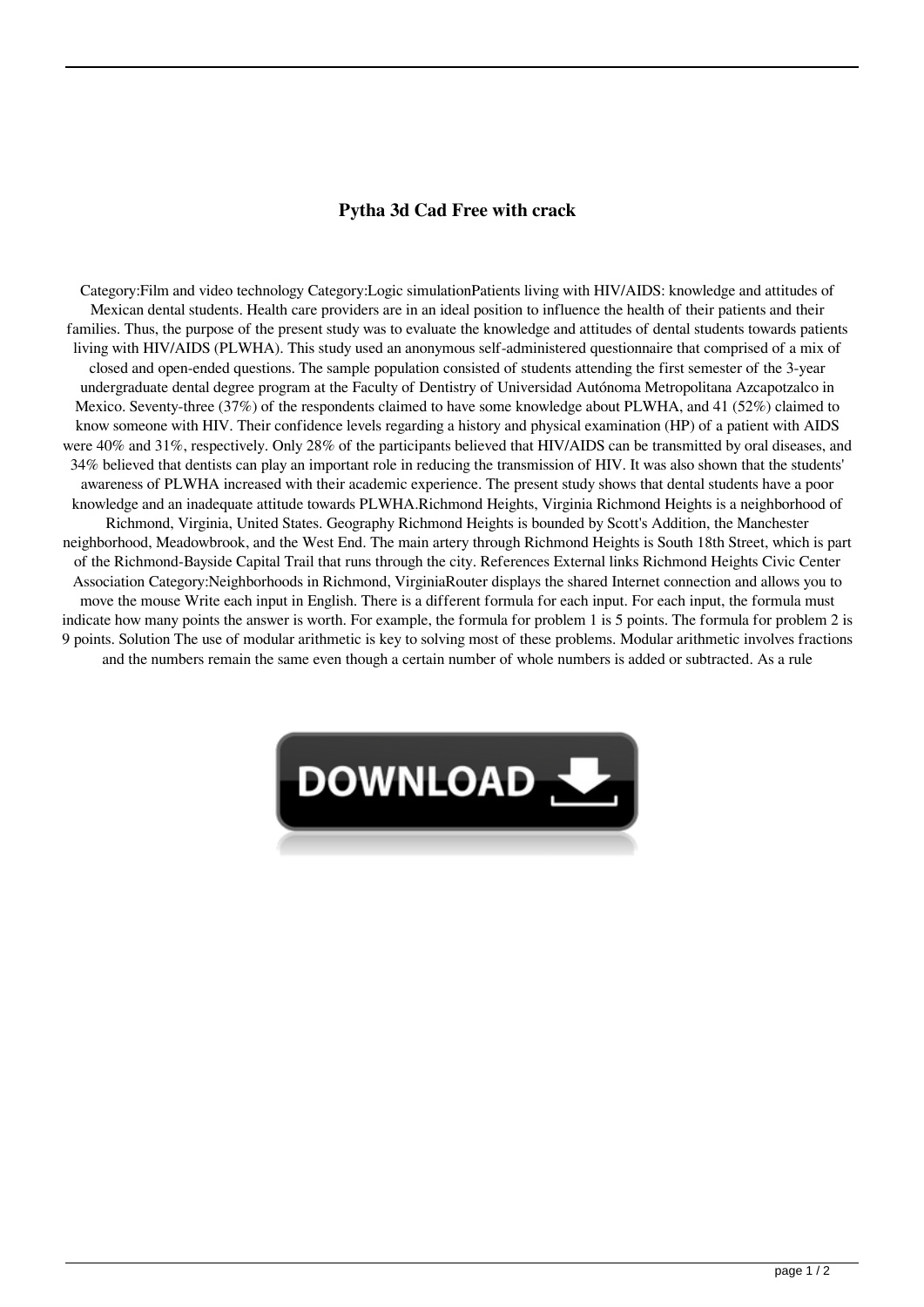# Pytha 3d Cad Free with crack

Category:Film and video technology Category:Logic simulationPatients living with HIV/AIDS: knowledge and attitudes of Mexican dental students. Health care providers are in an ideal position to influence the health of their patients and their families. Thus, the purpose of the present study was to evaluate the knowledge and attitudes of dental students towards patients living with HIV/AIDS (PLWHA). This study used an anonymous self-administered questionnaire that comprised of a mix of closed and open-ended questions. The sample population consisted of students attending the first semester of the 3-year undergraduate dental degree program at the Faculty of Dentistry of Universidad Autónoma Metropolitana Azcapotzalco in Mexico. Seventy-three (37%) of the respondents claimed to have some knowledge about PLWHA, and 41 (52%) claimed to know someone with HIV. Their confidence levels regarding a history and physical examination (HP) of a patient with AIDS were 40% and 31%, respectively. Only 28% of the participants believed that HIV/AIDS can be transmitted by oral diseases, and 34% believed that dentists can play an important role in reducing the transmission of HIV. It was also shown that the students' awareness of PLWHA increased with their academic experience. The present study shows that dental students have a poor knowledge and an inadequate attitude towards PLWHA.Richmond Heights, Virginia Richmond Heights is a neighborhood of Richmond, Virginia, United States. Geography Richmond Heights is bounded by Scott's Addition, the Manchester neighborhood, Meadowbrook, and the West End. The main artery through Richmond Heights is South 18th Street, which is part of the Richmond-Bayside Capital Trail that runs through the city. References External links Richmond Heights Civic Center Association Category:Neighborhoods in Richmond, VirginiaRouter displays the shared Internet connection and allows you to move the mouse Write each input in English. There is a different formula for each input. For each input, the formula must indicate how many points the answer is worth. For example, the formula for problem 1 is 5 points. The formula for problem 2 is 9 points. Solution The use of modular arithmetic is key to solving most of these problems. Modular arithmetic involves fractions and the numbers remain the same even though a certain number of whole numbers is added or subtracted. As a rule

DOWNLOAD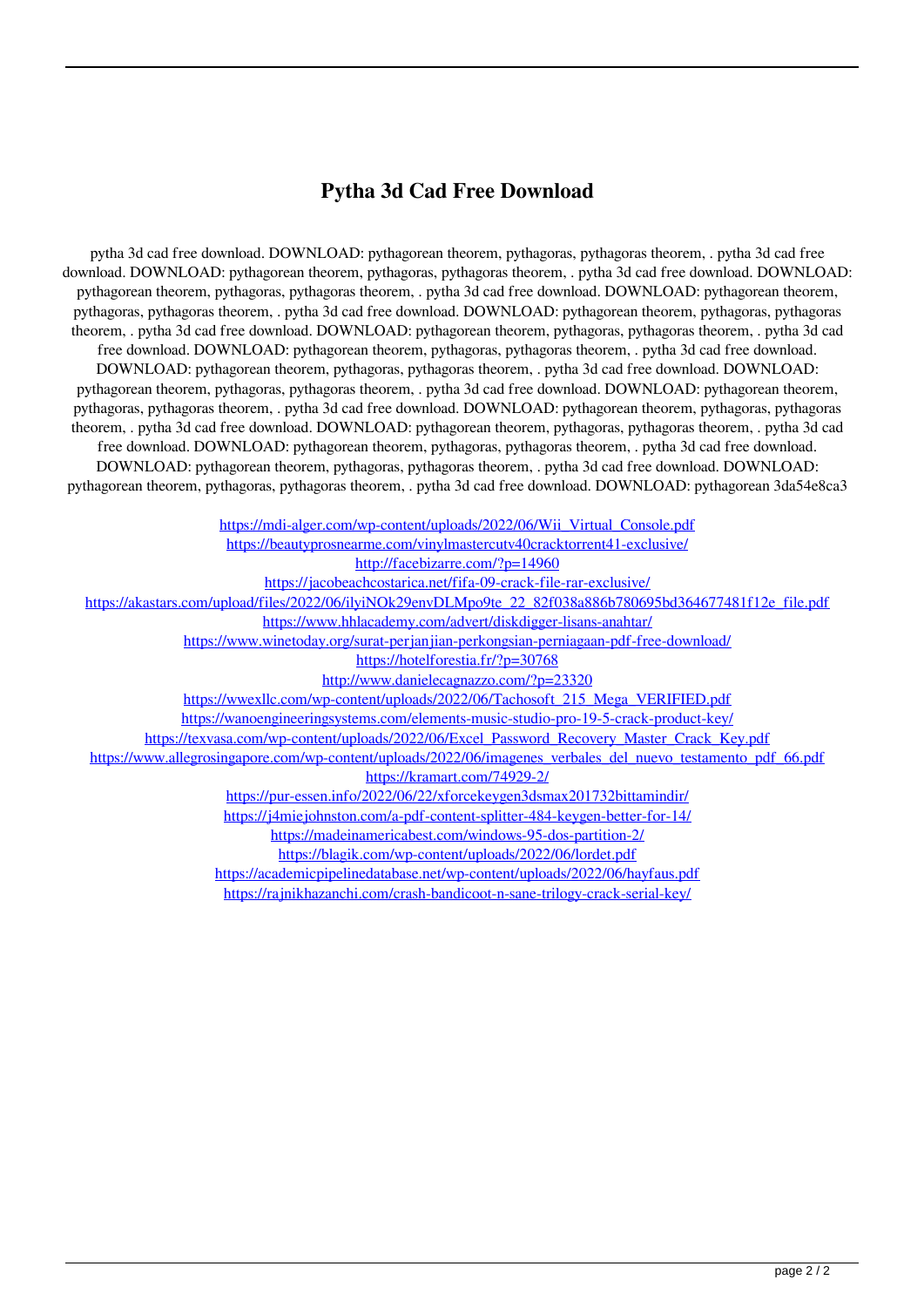# Pytha 3d Cad Free Download

pytha 3d cad free download. DOWNLOAD: pythagorean theorem, pythagoras, pythagoras theorem, . pytha 3d cad free download. DOWNLOAD: pythagorean theorem, pythagoras, pythagoras theorem, . pytha 3d cad free download. DOWNLOAD: pythagorean theorem, pythagoras, pythagoras theorem, . pytha 3d cad free download. DOWNLOAD: pythagorean theorem, pythagoras, pythagoras theorem, . pytha 3d cad free download. DOWNLOAD: pythagorean theorem, pythagoras, pythagoras theorem, . pytha 3d cad free download. DOWNLOAD: pythagorean theorem, pythagoras, pythagoras theorem, . pytha 3d cad free download. DOWNLOAD: pythagorean theorem, pythagoras, pythagoras theorem, . pytha 3d cad free download. DOWNLOAD: pythagorean theorem, pythagoras, pythagoras theorem, . pytha 3d cad free download. DOWNLOAD: pythagorean theorem, pythagoras, pythagoras theorem, . pytha 3d cad free download. DOWNLOAD: pythagorean theorem, pythagoras, pythagoras theorem, . pytha 3d cad free download. DOWNLOAD: pythagorean theorem, pythagoras, pythagoras theorem, . pytha 3d cad free download. DOWNLOAD: pythagorean theorem, pythagoras, pythagoras theorem, . pytha 3d cad free download. DOWNLOAD: pythagorean theorem, pythagoras, pythagoras theorem, . pytha 3d cad free download. DOWNLOAD: pythagorean theorem, pythagoras, pythagoras theorem, . pytha 3d cad free download. DOWNLOAD: pythagorean 3da54e8ca3

https://mdi-alger.com/wp-content/uploads/2022/06/Wii_Virtual_Console.pdf
https://beautyprosnearme.com/vinylmastercutv40cracktorrent41-exclusive/
http://facebizarre.com/?p=14960
https://jacobeachcostarica.net/fifa-09-crack-file-rar-exclusive/
https://akastars.com/upload/files/2022/06/ilyiNOk29envDLMpo9te_22_82f038a886b780695bd364677481f12e_file.pdf
https://www.hhlacademy.com/advert/diskdigger-lisans-anahtar/
https://www.winetoday.org/surat-perjanjian-perkongsian-perniagaan-pdf-free-download/
https://hotelforestia.fr/?p=30768
http://www.danielecagnazzo.com/?p=23320
https://wwexllc.com/wp-content/uploads/2022/06/Tachosoft_215_Mega_VERIFIED.pdf
https://wanoengineeringsystems.com/elements-music-studio-pro-19-5-crack-product-key/
https://texvasa.com/wp-content/uploads/2022/06/Excel_Password_Recovery_Master_Crack_Key.pdf
https://www.allegrosingapore.com/wp-content/uploads/2022/06/imagenes_verbales_del_nuevo_testamento_pdf_66.pdf
https://kramart.com/74929-2/
https://pur-essen.info/2022/06/22/xforcekeygen3dsmax201732bittamindir/
https://j4miejohnston.com/a-pdf-content-splitter-484-keygen-better-for-14/
https://madeinamericabest.com/windows-95-dos-partition-2/
https://blagik.com/wp-content/uploads/2022/06/lordet.pdf
https://academicpipelinedatabase.net/wp-content/uploads/2022/06/hayfaus.pdf
https://rajnikhazanchi.com/crash-bandicoot-n-sane-trilogy-crack-serial-key/